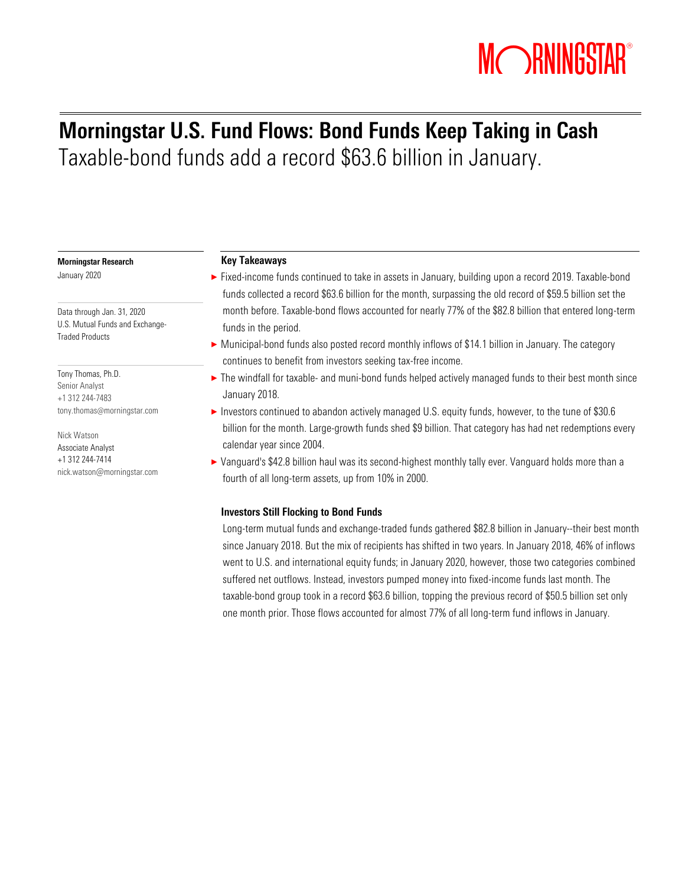# Morningstar U.S. Fund Flows: Bond Funds Keep Taking in Cash

## Taxable-bond funds add a record $63.6 billion in January.

**Morningstar Research**
January 2020

Data through Jan. 31, 2020
U.S. Mutual Funds and Exchange-Traded Products

Tony Thomas, Ph.D.
Senior Analyst
+1 312 244-7483
tony.thomas@morningstar.com

Nick Watson
Associate Analyst
+1 312 244-7414
nick.watson@morningstar.com

### Key Takeaways

- Fixed-income funds continued to take in assets in January, building upon a record 2019. Taxable-bond funds collected a record $63.6 billion for the month, surpassing the old record of $59.5 billion set the month before. Taxable-bond flows accounted for nearly 77% of the $82.8 billion that entered long-term funds in the period.
- Municipal-bond funds also posted record monthly inflows of $14.1 billion in January. The category continues to benefit from investors seeking tax-free income.
- The windfall for taxable- and muni-bond funds helped actively managed funds to their best month since January 2018.
- Investors continued to abandon actively managed U.S. equity funds, however, to the tune of $30.6 billion for the month. Large-growth funds shed $9 billion. That category has had net redemptions every calendar year since 2004.
- Vanguard's $42.8 billion haul was its second-highest monthly tally ever. Vanguard holds more than a fourth of all long-term assets, up from 10% in 2000.

### Investors Still Flocking to Bond Funds

Long-term mutual funds and exchange-traded funds gathered $82.8 billion in January--their best month since January 2018. But the mix of recipients has shifted in two years. In January 2018, 46% of inflows went to U.S. and international equity funds; in January 2020, however, those two categories combined suffered net outflows. Instead, investors pumped money into fixed-income funds last month. The taxable-bond group took in a record $63.6 billion, topping the previous record of $50.5 billion set only one month prior. Those flows accounted for almost 77% of all long-term fund inflows in January.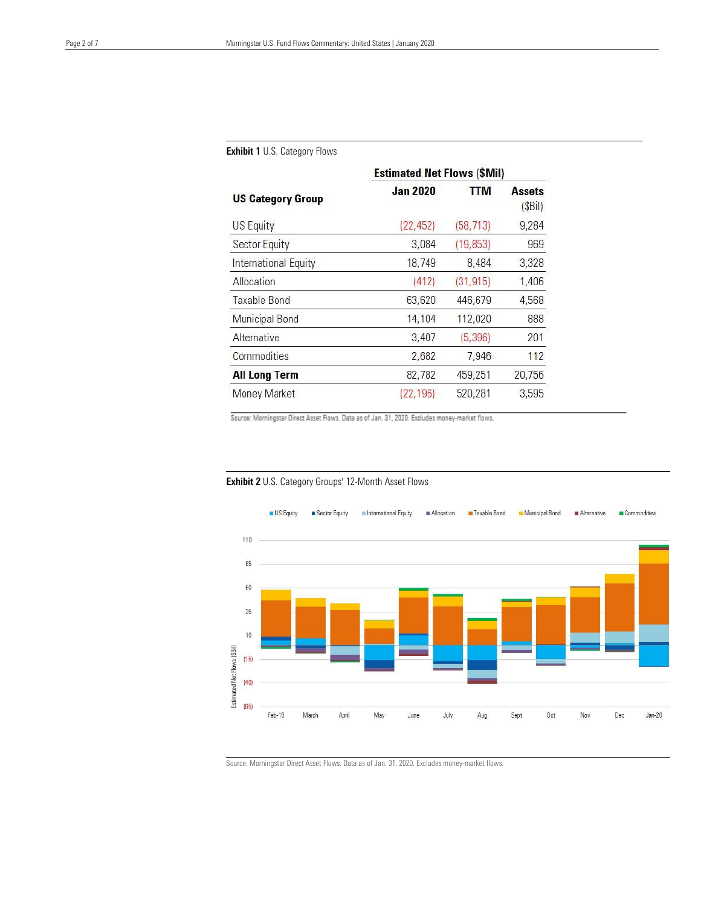**Exhibit 1** U.S. Category Flows

| US Category Group | Estimated Net Flows ($Mil) Jan 2020 | TTM | Assets ($Bil) |
|---|---|---|---|
| US Equity | (22,452) | (58,713) | 9,284 |
| Sector Equity | 3,084 | (19,853) | 969 |
| International Equity | 18,749 | 8,484 | 3,328 |
| Allocation | (412) | (31,915) | 1,406 |
| Taxable Bond | 63,620 | 446,679 | 4,568 |
| Municipal Bond | 14,104 | 112,020 | 888 |
| Alternative | 3,407 | (5,396) | 201 |
| Commodities | 2,682 | 7,946 | 112 |
| **All Long Term** | 82,782 | 459,251 | 20,756 |
| Money Market | (22,196) | 520,281 | 3,595 |

Source: Morningstar Direct Asset Flows. Data as of Jan. 31, 2020. Excludes money-market flows.

**Exhibit 2** U.S. Category Groups' 12-Month Asset Flows

Source: Morningstar Direct Asset Flows. Data as of Jan. 31, 2020. Excludes money-market flows.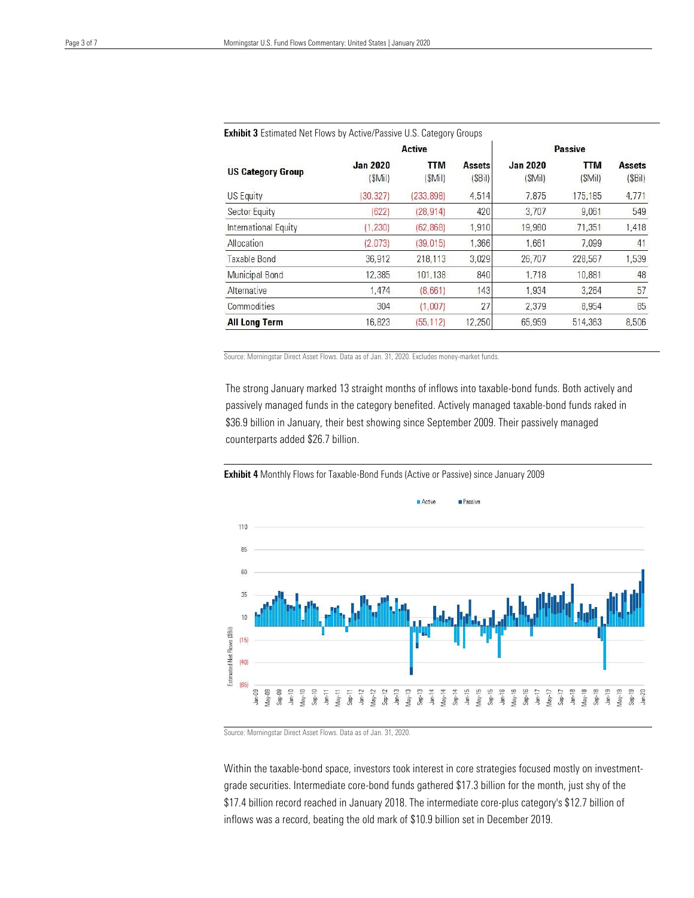**Exhibit 3** Estimated Net Flows by Active/Passive U.S. Category Groups

| US Category Group | Active | | | Passive | | |
|---|---|---|---|---|---|---|
| | Jan 2020 ($Mil) | TTM ($Mil) | Assets ($Bil) | Jan 2020 ($Mil) | TTM ($Mil) | Assets ($Bil) |
| US Equity | (30,327) | (233,898) | 4,514 | 7,875 | 175,185 | 4,771 |
| Sector Equity | (622) | (28,914) | 420 | 3,707 | 9,061 | 549 |
| International Equity | (1,230) | (62,868) | 1,910 | 19,980 | 71,351 | 1,418 |
| Allocation | (2,073) | (39,015) | 1,366 | 1,661 | 7,099 | 41 |
| Taxable Bond | 36,912 | 218,113 | 3,029 | 26,707 | 228,567 | 1,539 |
| Municipal Bond | 12,385 | 101,138 | 840 | 1,718 | 10,881 | 48 |
| Alternative | 1,474 | (8,661) | 143 | 1,934 | 3,264 | 57 |
| Commodities | 304 | (1,007) | 27 | 2,379 | 8,954 | 85 |
| **All Long Term** | 16,823 | (55,112) | 12,250 | 65,959 | 514,363 | 8,506 |

Source: Morningstar Direct Asset Flows. Data as of Jan. 31, 2020. Excludes money-market funds.

The strong January marked 13 straight months of inflows into taxable-bond funds. Both actively and passively managed funds in the category benefited. Actively managed taxable-bond funds raked in $36.9 billion in January, their best showing since September 2009. Their passively managed counterparts added $26.7 billion.

**Exhibit 4** Monthly Flows for Taxable-Bond Funds (Active or Passive) since January 2009

Source: Morningstar Direct Asset Flows. Data as of Jan. 31, 2020.

Within the taxable-bond space, investors took interest in core strategies focused mostly on investment-grade securities. Intermediate core-bond funds gathered $17.3 billion for the month, just shy of the $17.4 billion record reached in January 2018. The intermediate core-plus category's $12.7 billion of inflows was a record, beating the old mark of $10.9 billion set in December 2019.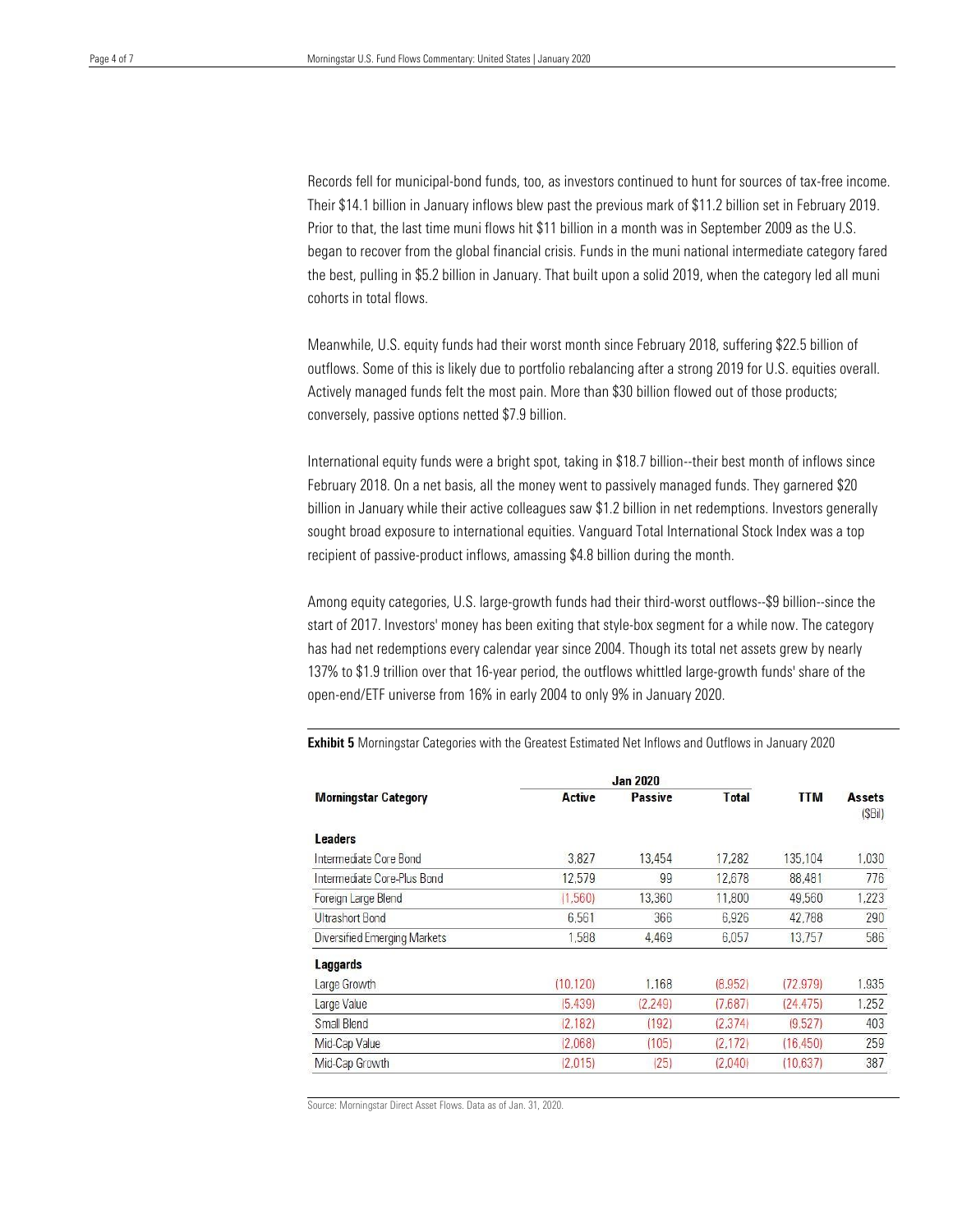Records fell for municipal-bond funds, too, as investors continued to hunt for sources of tax-free income. Their $14.1 billion in January inflows blew past the previous mark of $11.2 billion set in February 2019. Prior to that, the last time muni flows hit $11 billion in a month was in September 2009 as the U.S. began to recover from the global financial crisis. Funds in the muni national intermediate category fared the best, pulling in $5.2 billion in January. That built upon a solid 2019, when the category led all muni cohorts in total flows.

Meanwhile, U.S. equity funds had their worst month since February 2018, suffering $22.5 billion of outflows. Some of this is likely due to portfolio rebalancing after a strong 2019 for U.S. equities overall. Actively managed funds felt the most pain. More than $30 billion flowed out of those products; conversely, passive options netted $7.9 billion.

International equity funds were a bright spot, taking in $18.7 billion--their best month of inflows since February 2018. On a net basis, all the money went to passively managed funds. They garnered $20 billion in January while their active colleagues saw $1.2 billion in net redemptions. Investors generally sought broad exposure to international equities. Vanguard Total International Stock Index was a top recipient of passive-product inflows, amassing $4.8 billion during the month.

Among equity categories, U.S. large-growth funds had their third-worst outflows--$9 billion--since the start of 2017. Investors' money has been exiting that style-box segment for a while now. The category has had net redemptions every calendar year since 2004. Though its total net assets grew by nearly 137% to $1.9 trillion over that 16-year period, the outflows whittled large-growth funds' share of the open-end/ETF universe from 16% in early 2004 to only 9% in January 2020.

**Exhibit 5** Morningstar Categories with the Greatest Estimated Net Inflows and Outflows in January 2020

| Morningstar Category | Jan 2020 Active | Jan 2020 Passive | Jan 2020 Total | TTM | Assets ($Bil) |
|---|---|---|---|---|---|
| **Leaders** | | | | | |
| Intermediate Core Bond | 3,827 | 13,454 | 17,282 | 135,104 | 1,030 |
| Intermediate Core-Plus Bond | 12,579 | 99 | 12,678 | 88,481 | 776 |
| Foreign Large Blend | (1,560) | 13,360 | 11,800 | 49,560 | 1,223 |
| Ultrashort Bond | 6,561 | 366 | 6,926 | 42,788 | 290 |
| Diversified Emerging Markets | 1,588 | 4,469 | 6,057 | 13,757 | 586 |
| **Laggards** | | | | | |
| Large Growth | (10,120) | 1,168 | (8,952) | (72,979) | 1,935 |
| Large Value | (5,439) | (2,249) | (7,687) | (24,475) | 1,252 |
| Small Blend | (2,182) | (192) | (2,374) | (9,527) | 403 |
| Mid-Cap Value | (2,068) | (105) | (2,172) | (16,450) | 259 |
| Mid-Cap Growth | (2,015) | (25) | (2,040) | (10,637) | 387 |

Source: Morningstar Direct Asset Flows. Data as of Jan. 31, 2020.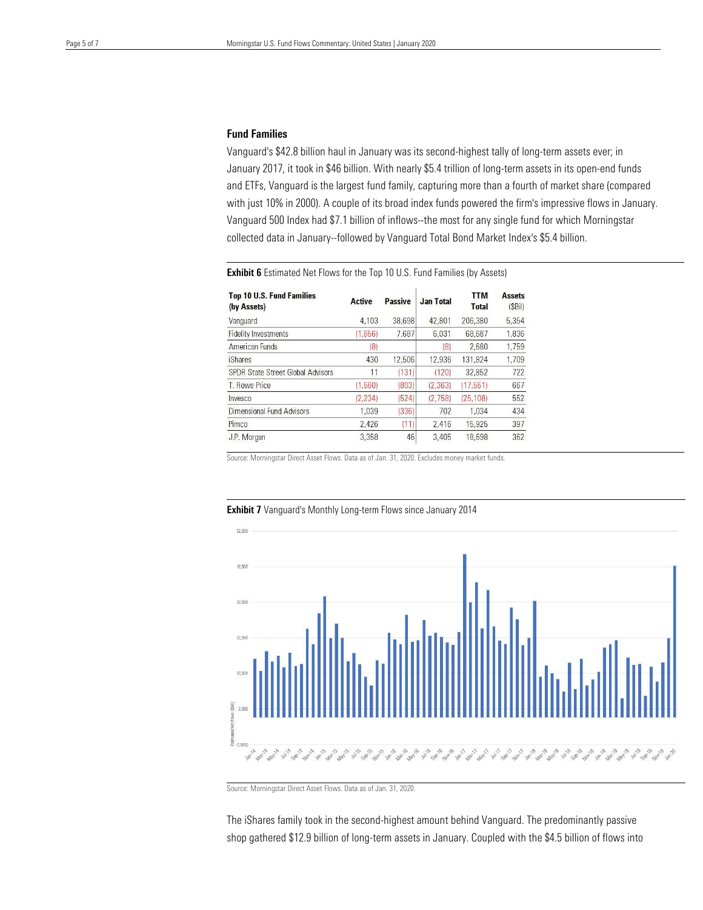### Fund Families

Vanguard's $42.8 billion haul in January was its second-highest tally of long-term assets ever; in January 2017, it took in $46 billion. With nearly $5.4 trillion of long-term assets in its open-end funds and ETFs, Vanguard is the largest fund family, capturing more than a fourth of market share (compared with just 10% in 2000). A couple of its broad index funds powered the firm's impressive flows in January. Vanguard 500 Index had $7.1 billion of inflows--the most for any single fund for which Morningstar collected data in January--followed by Vanguard Total Bond Market Index's $5.4 billion.

**Exhibit 6** Estimated Net Flows for the Top 10 U.S. Fund Families (by Assets)

| Top 10 U.S. Fund Families (by Assets) | Active | Passive | Jan Total | TTM Total | Assets ($Bil) |
|---|---|---|---|---|---|
| Vanguard | 4,103 | 38,698 | 42,801 | 206,380 | 5,354 |
| Fidelity Investments | (1,656) | 7,687 | 6,031 | 68,687 | 1,836 |
| American Funds | (8) | | (8) | 2,680 | 1,759 |
| iShares | 430 | 12,506 | 12,936 | 131,824 | 1,709 |
| SPDR State Street Global Advisors | 11 | (131) | (120) | 32,852 | 722 |
| T. Rowe Price | (1,560) | (803) | (2,363) | (17,551) | 667 |
| Invesco | (2,234) | (524) | (2,758) | (25,108) | 552 |
| Dimensional Fund Advisors | 1,039 | (336) | 702 | 1,034 | 434 |
| Pimco | 2,426 | (11) | 2,416 | 15,925 | 397 |
| J.P. Morgan | 3,358 | 46 | 3,405 | 18,698 | 362 |

Source: Morningstar Direct Asset Flows. Data as of Jan. 31, 2020. Excludes money market funds.

**Exhibit 7** Vanguard's Monthly Long-term Flows since January 2014

Source: Morningstar Direct Asset Flows. Data as of Jan. 31, 2020.

The iShares family took in the second-highest amount behind Vanguard. The predominantly passive shop gathered $12.9 billion of long-term assets in January. Coupled with the $4.5 billion of flows into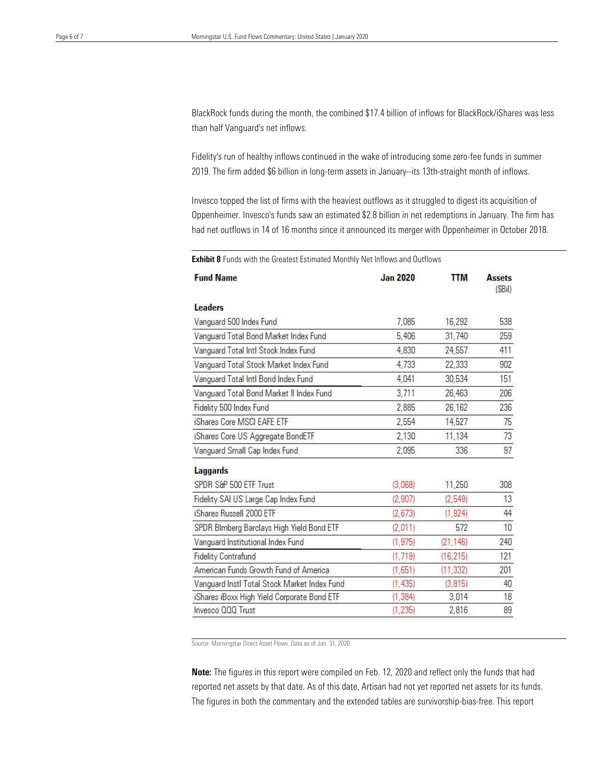BlackRock funds during the month, the combined $17.4 billion of inflows for BlackRock/iShares was less than half Vanguard's net inflows.

Fidelity's run of healthy inflows continued in the wake of introducing some zero-fee funds in summer 2019. The firm added $6 billion in long-term assets in January--its 13th-straight month of inflows.

Invesco topped the list of firms with the heaviest outflows as it struggled to digest its acquisition of Oppenheimer. Invesco's funds saw an estimated $2.8 billion in net redemptions in January. The firm has had net outflows in 14 of 16 months since it announced its merger with Oppenheimer in October 2018.

**Exhibit 8** Funds with the Greatest Estimated Monthly Net Inflows and Outflows

| Fund Name | Jan 2020 | TTM | Assets ($Bil) |
|---|---|---|---|
| **Leaders** | | | |
| Vanguard 500 Index Fund | 7,085 | 16,292 | 538 |
| Vanguard Total Bond Market Index Fund | 5,406 | 31,740 | 259 |
| Vanguard Total Intl Stock Index Fund | 4,830 | 24,557 | 411 |
| Vanguard Total Stock Market Index Fund | 4,733 | 22,333 | 902 |
| Vanguard Total Intl Bond Index Fund | 4,041 | 30,534 | 151 |
| Vanguard Total Bond Market II Index Fund | 3,711 | 26,463 | 206 |
| Fidelity 500 Index Fund | 2,885 | 26,162 | 236 |
| iShares Core MSCI EAFE ETF | 2,554 | 14,527 | 75 |
| iShares Core US Aggregate BondETF | 2,130 | 11,134 | 73 |
| Vanguard Small Cap Index Fund | 2,095 | 336 | 97 |
| **Laggards** | | | |
| SPDR S&P 500 ETF Trust | (3,068) | 11,250 | 308 |
| Fidelity SAI US Large Cap Index Fund | (2,907) | (2,549) | 13 |
| iShares Russell 2000 ETF | (2,673) | (1,924) | 44 |
| SPDR Blmberg Barclays High Yield Bond ETF | (2,011) | 572 | 10 |
| Vanguard Institutional Index Fund | (1,975) | (21,146) | 240 |
| Fidelity Contrafund | (1,719) | (16,215) | 121 |
| American Funds Growth Fund of America | (1,651) | (11,332) | 201 |
| Vanguard Instl Total Stock Market Index Fund | (1,435) | (3,815) | 40 |
| iShares iBoxx High Yield Corporate Bond ETF | (1,384) | 3,014 | 18 |
| Invesco QQQ Trust | (1,235) | 2,816 | 89 |

Source: Morningstar Direct Asset Flows. Data as of Jan. 31, 2020.

**Note:** The figures in this report were compiled on Feb. 12, 2020 and reflect only the funds that had reported net assets by that date. As of this date, Artisan had not yet reported net assets for its funds. The figures in both the commentary and the extended tables are survivorship-bias-free. This report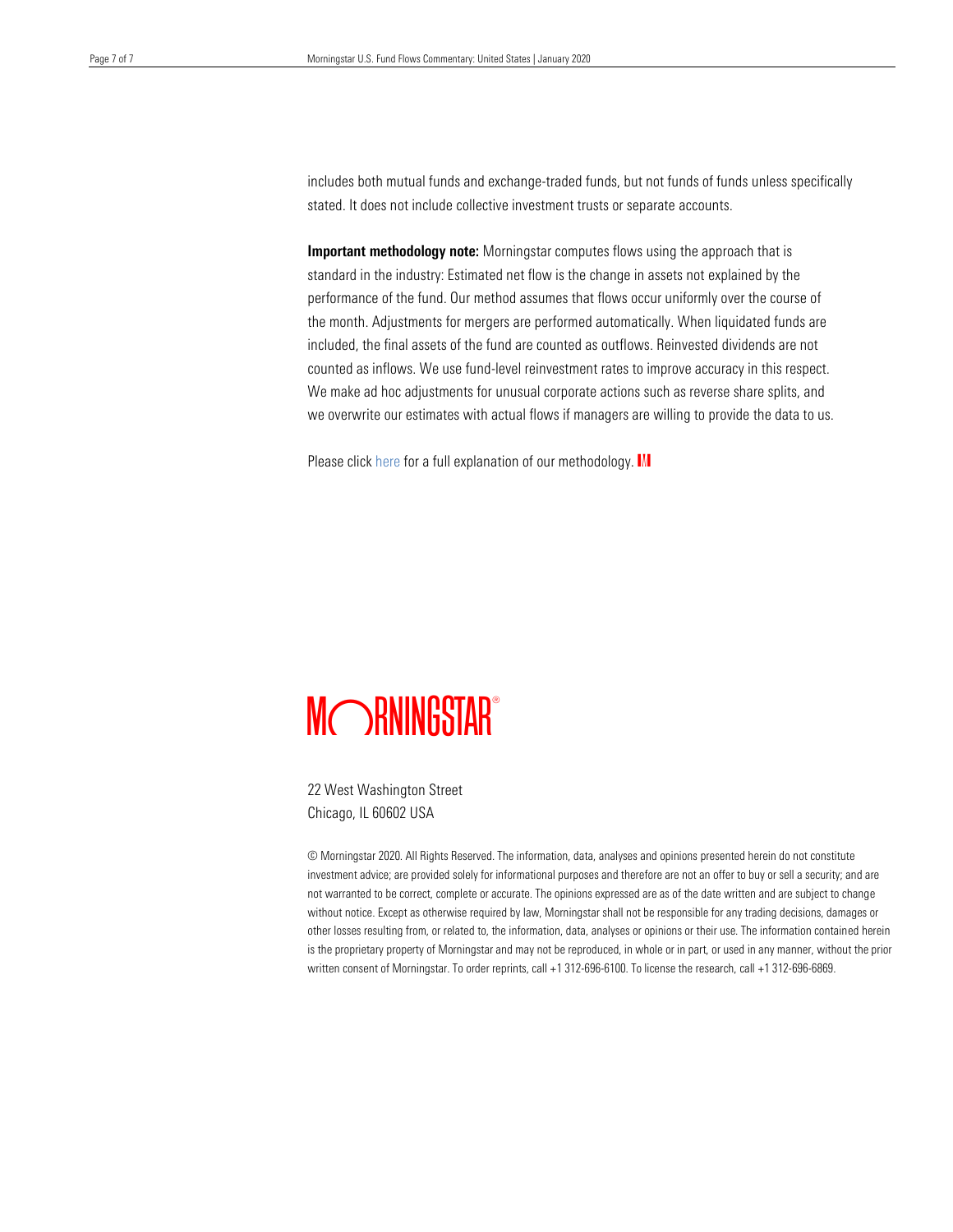includes both mutual funds and exchange-traded funds, but not funds of funds unless specifically stated. It does not include collective investment trusts or separate accounts.

**Important methodology note:** Morningstar computes flows using the approach that is standard in the industry: Estimated net flow is the change in assets not explained by the performance of the fund. Our method assumes that flows occur uniformly over the course of the month. Adjustments for mergers are performed automatically. When liquidated funds are included, the final assets of the fund are counted as outflows. Reinvested dividends are not counted as inflows. We use fund-level reinvestment rates to improve accuracy in this respect. We make ad hoc adjustments for unusual corporate actions such as reverse share splits, and we overwrite our estimates with actual flows if managers are willing to provide the data to us.

Please click here for a full explanation of our methodology.

MORNINGSTAR®

22 West Washington Street
Chicago, IL 60602 USA

© Morningstar 2020. All Rights Reserved. The information, data, analyses and opinions presented herein do not constitute investment advice; are provided solely for informational purposes and therefore are not an offer to buy or sell a security; and are not warranted to be correct, complete or accurate. The opinions expressed are as of the date written and are subject to change without notice. Except as otherwise required by law, Morningstar shall not be responsible for any trading decisions, damages or other losses resulting from, or related to, the information, data, analyses or opinions or their use. The information contained herein is the proprietary property of Morningstar and may not be reproduced, in whole or in part, or used in any manner, without the prior written consent of Morningstar. To order reprints, call +1 312-696-6100. To license the research, call +1 312-696-6869.